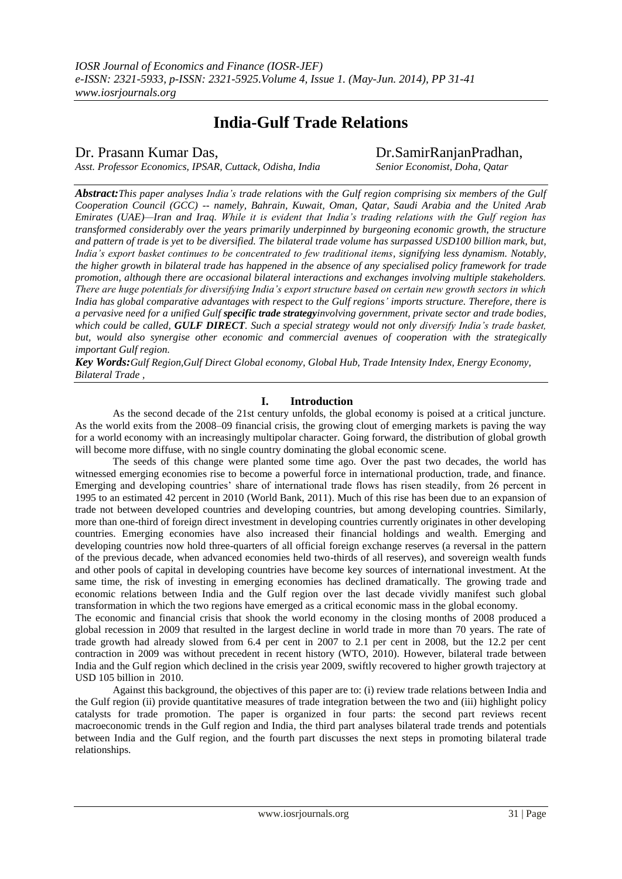# India-Gulf Trade Relations

Dr. Prasann Kumar Das,
*Asst. Professor Economics, IPSAR, Cuttack, Odisha, India*

Dr.SamirRanjanPradhan,
*Senior Economist, Doha, Qatar*

***Abstract:****This paper analyses India's trade relations with the Gulf region comprising six members of the Gulf Cooperation Council (GCC) -- namely, Bahrain, Kuwait, Oman, Qatar, Saudi Arabia and the United Arab Emirates (UAE)—Iran and Iraq. While it is evident that India's trading relations with the Gulf region has transformed considerably over the years primarily underpinned by burgeoning economic growth, the structure and pattern of trade is yet to be diversified. The bilateral trade volume has surpassed USD100 billion mark, but, India's export basket continues to be concentrated to few traditional items, signifying less dynamism. Notably, the higher growth in bilateral trade has happened in the absence of any specialised policy framework for trade promotion, although there are occasional bilateral interactions and exchanges involving multiple stakeholders. There are huge potentials for diversifying India's export structure based on certain new growth sectors in which India has global comparative advantages with respect to the Gulf regions' imports structure. Therefore, there is a pervasive need for a unified Gulf* ***specific trade strategy****involving government, private sector and trade bodies, which could be called,* ***GULF DIRECT****. Such a special strategy would not only diversify India's trade basket, but, would also synergise other economic and commercial avenues of cooperation with the strategically important Gulf region.*

***Key Words:****Gulf Region,Gulf Direct Global economy, Global Hub, Trade Intensity Index, Energy Economy, Bilateral Trade ,*

## I. Introduction

As the second decade of the 21st century unfolds, the global economy is poised at a critical juncture. As the world exits from the 2008–09 financial crisis, the growing clout of emerging markets is paving the way for a world economy with an increasingly multipolar character. Going forward, the distribution of global growth will become more diffuse, with no single country dominating the global economic scene.

The seeds of this change were planted some time ago. Over the past two decades, the world has witnessed emerging economies rise to become a powerful force in international production, trade, and finance. Emerging and developing countries' share of international trade flows has risen steadily, from 26 percent in 1995 to an estimated 42 percent in 2010 (World Bank, 2011). Much of this rise has been due to an expansion of trade not between developed countries and developing countries, but among developing countries. Similarly, more than one-third of foreign direct investment in developing countries currently originates in other developing countries. Emerging economies have also increased their financial holdings and wealth. Emerging and developing countries now hold three-quarters of all official foreign exchange reserves (a reversal in the pattern of the previous decade, when advanced economies held two-thirds of all reserves), and sovereign wealth funds and other pools of capital in developing countries have become key sources of international investment. At the same time, the risk of investing in emerging economies has declined dramatically. The growing trade and economic relations between India and the Gulf region over the last decade vividly manifest such global transformation in which the two regions have emerged as a critical economic mass in the global economy.

The economic and financial crisis that shook the world economy in the closing months of 2008 produced a global recession in 2009 that resulted in the largest decline in world trade in more than 70 years. The rate of trade growth had already slowed from 6.4 per cent in 2007 to 2.1 per cent in 2008, but the 12.2 per cent contraction in 2009 was without precedent in recent history (WTO, 2010). However, bilateral trade between India and the Gulf region which declined in the crisis year 2009, swiftly recovered to higher growth trajectory at USD 105 billion in 2010.

Against this background, the objectives of this paper are to: (i) review trade relations between India and the Gulf region (ii) provide quantitative measures of trade integration between the two and (iii) highlight policy catalysts for trade promotion. The paper is organized in four parts: the second part reviews recent macroeconomic trends in the Gulf region and India, the third part analyses bilateral trade trends and potentials between India and the Gulf region, and the fourth part discusses the next steps in promoting bilateral trade relationships.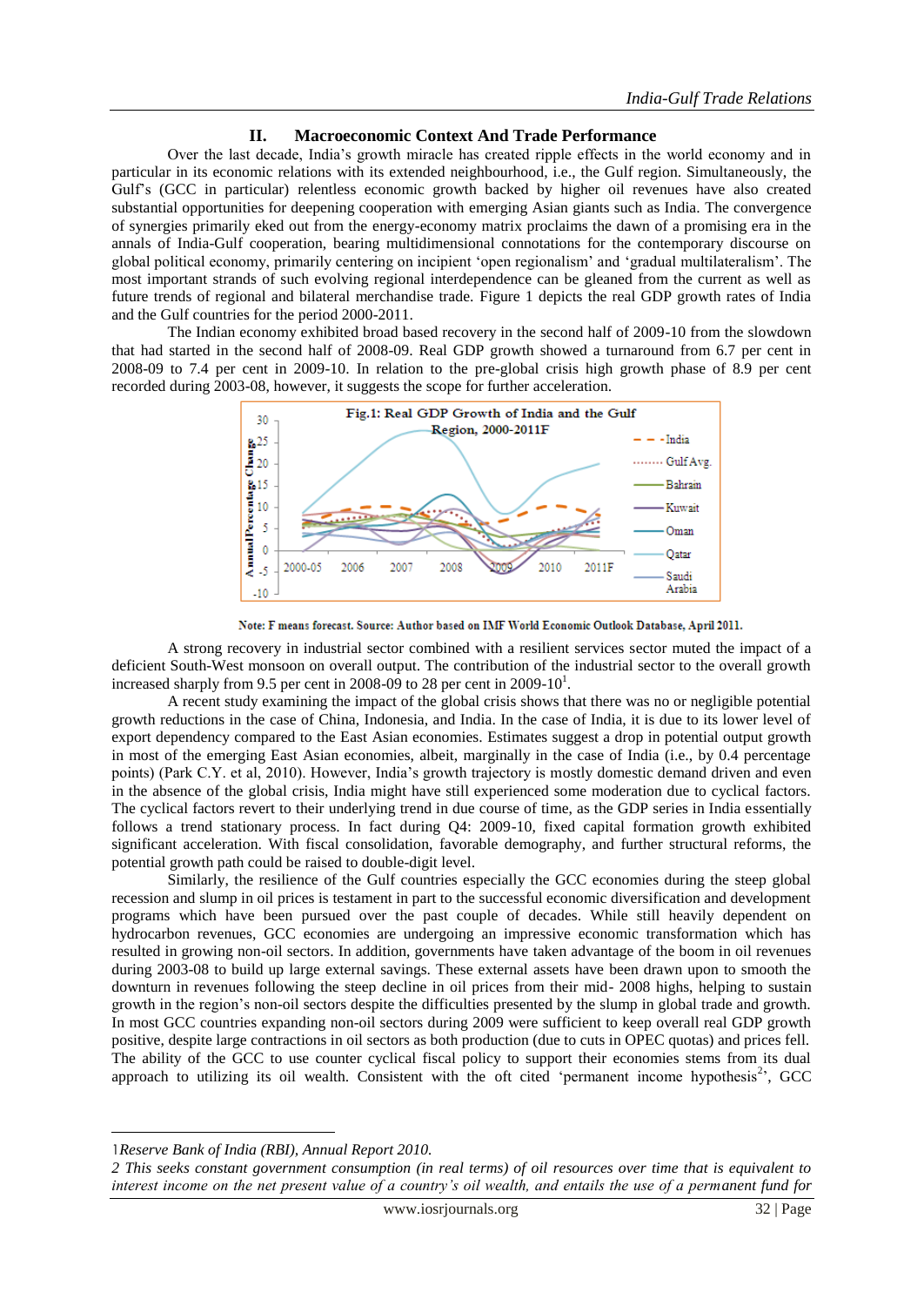## II. Macroeconomic Context And Trade Performance

Over the last decade, India's growth miracle has created ripple effects in the world economy and in particular in its economic relations with its extended neighbourhood, i.e., the Gulf region. Simultaneously, the Gulf's (GCC in particular) relentless economic growth backed by higher oil revenues have also created substantial opportunities for deepening cooperation with emerging Asian giants such as India. The convergence of synergies primarily eked out from the energy-economy matrix proclaims the dawn of a promising era in the annals of India-Gulf cooperation, bearing multidimensional connotations for the contemporary discourse on global political economy, primarily centering on incipient 'open regionalism' and 'gradual multilateralism'. The most important strands of such evolving regional interdependence can be gleaned from the current as well as future trends of regional and bilateral merchandise trade. Figure 1 depicts the real GDP growth rates of India and the Gulf countries for the period 2000-2011.

The Indian economy exhibited broad based recovery in the second half of 2009-10 from the slowdown that had started in the second half of 2008-09. Real GDP growth showed a turnaround from 6.7 per cent in 2008-09 to 7.4 per cent in 2009-10. In relation to the pre-global crisis high growth phase of 8.9 per cent recorded during 2003-08, however, it suggests the scope for further acceleration.

Fig.1: Real GDP Growth of India and the Gulf Region, 2000-2011F

Note: F means forecast. Source: Author based on IMF World Economic Outlook Database, April 2011.

A strong recovery in industrial sector combined with a resilient services sector muted the impact of a deficient South-West monsoon on overall output. The contribution of the industrial sector to the overall growth increased sharply from 9.5 per cent in 2008-09 to 28 per cent in 2009-10[1].

A recent study examining the impact of the global crisis shows that there was no or negligible potential growth reductions in the case of China, Indonesia, and India. In the case of India, it is due to its lower level of export dependency compared to the East Asian economies. Estimates suggest a drop in potential output growth in most of the emerging East Asian economies, albeit, marginally in the case of India (i.e., by 0.4 percentage points) (Park C.Y. et al, 2010). However, India's growth trajectory is mostly domestic demand driven and even in the absence of the global crisis, India might have still experienced some moderation due to cyclical factors. The cyclical factors revert to their underlying trend in due course of time, as the GDP series in India essentially follows a trend stationary process. In fact during Q4: 2009-10, fixed capital formation growth exhibited significant acceleration. With fiscal consolidation, favorable demography, and further structural reforms, the potential growth path could be raised to double-digit level.

Similarly, the resilience of the Gulf countries especially the GCC economies during the steep global recession and slump in oil prices is testament in part to the successful economic diversification and development programs which have been pursued over the past couple of decades. While still heavily dependent on hydrocarbon revenues, GCC economies are undergoing an impressive economic transformation which has resulted in growing non-oil sectors. In addition, governments have taken advantage of the boom in oil revenues during 2003-08 to build up large external savings. These external assets have been drawn upon to smooth the downturn in revenues following the steep decline in oil prices from their mid- 2008 highs, helping to sustain growth in the region's non-oil sectors despite the difficulties presented by the slump in global trade and growth. In most GCC countries expanding non-oil sectors during 2009 were sufficient to keep overall real GDP growth positive, despite large contractions in oil sectors as both production (due to cuts in OPEC quotas) and prices fell. The ability of the GCC to use counter cyclical fiscal policy to support their economies stems from its dual approach to utilizing its oil wealth. Consistent with the oft cited 'permanent income hypothesis[2]', GCC

---

1 *Reserve Bank of India (RBI), Annual Report 2010.*

2 *This seeks constant government consumption (in real terms) of oil resources over time that is equivalent to interest income on the net present value of a country's oil wealth, and entails the use of a permanent fund for*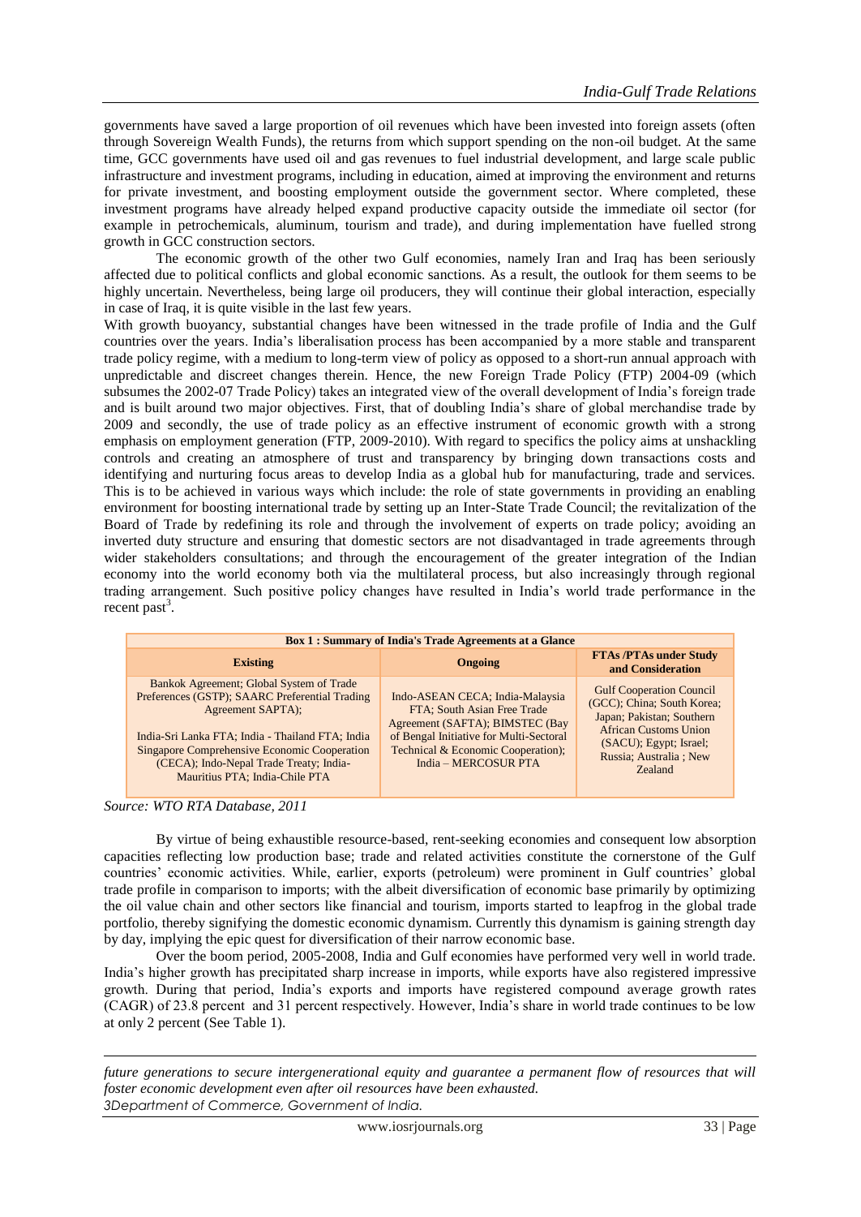governments have saved a large proportion of oil revenues which have been invested into foreign assets (often through Sovereign Wealth Funds), the returns from which support spending on the non-oil budget. At the same time, GCC governments have used oil and gas revenues to fuel industrial development, and large scale public infrastructure and investment programs, including in education, aimed at improving the environment and returns for private investment, and boosting employment outside the government sector. Where completed, these investment programs have already helped expand productive capacity outside the immediate oil sector (for example in petrochemicals, aluminum, tourism and trade), and during implementation have fuelled strong growth in GCC construction sectors.

The economic growth of the other two Gulf economies, namely Iran and Iraq has been seriously affected due to political conflicts and global economic sanctions. As a result, the outlook for them seems to be highly uncertain. Nevertheless, being large oil producers, they will continue their global interaction, especially in case of Iraq, it is quite visible in the last few years.

With growth buoyancy, substantial changes have been witnessed in the trade profile of India and the Gulf countries over the years. India's liberalisation process has been accompanied by a more stable and transparent trade policy regime, with a medium to long-term view of policy as opposed to a short-run annual approach with unpredictable and discreet changes therein. Hence, the new Foreign Trade Policy (FTP) 2004-09 (which subsumes the 2002-07 Trade Policy) takes an integrated view of the overall development of India's foreign trade and is built around two major objectives. First, that of doubling India's share of global merchandise trade by 2009 and secondly, the use of trade policy as an effective instrument of economic growth with a strong emphasis on employment generation (FTP, 2009-2010). With regard to specifics the policy aims at unshackling controls and creating an atmosphere of trust and transparency by bringing down transactions costs and identifying and nurturing focus areas to develop India as a global hub for manufacturing, trade and services. This is to be achieved in various ways which include: the role of state governments in providing an enabling environment for boosting international trade by setting up an Inter-State Trade Council; the revitalization of the Board of Trade by redefining its role and through the involvement of experts on trade policy; avoiding an inverted duty structure and ensuring that domestic sectors are not disadvantaged in trade agreements through wider stakeholders consultations; and through the encouragement of the greater integration of the Indian economy into the world economy both via the multilateral process, but also increasingly through regional trading arrangement. Such positive policy changes have resulted in India's world trade performance in the recent past[3].

**Box 1 : Summary of India's Trade Agreements at a Glance**

| Existing | Ongoing | FTAs /PTAs under Study and Consideration |
|---|---|---|
| Bankok Agreement; Global System of Trade Preferences (GSTP); SAARC Preferential Trading Agreement SAPTA); India-Sri Lanka FTA; India - Thailand FTA; India Singapore Comprehensive Economic Cooperation (CECA); Indo-Nepal Trade Treaty; India-Mauritius PTA; India-Chile PTA | Indo-ASEAN CECA; India-Malaysia FTA; South Asian Free Trade Agreement (SAFTA); BIMSTEC (Bay of Bengal Initiative for Multi-Sectoral Technical & Economic Cooperation); India – MERCOSUR PTA | Gulf Cooperation Council (GCC); China; South Korea; Japan; Pakistan; Southern African Customs Union (SACU); Egypt; Israel; Russia; Australia ; New Zealand |

*Source: WTO RTA Database, 2011*

By virtue of being exhaustible resource-based, rent-seeking economies and consequent low absorption capacities reflecting low production base; trade and related activities constitute the cornerstone of the Gulf countries' economic activities. While, earlier, exports (petroleum) were prominent in Gulf countries' global trade profile in comparison to imports; with the albeit diversification of economic base primarily by optimizing the oil value chain and other sectors like financial and tourism, imports started to leapfrog in the global trade portfolio, thereby signifying the domestic economic dynamism. Currently this dynamism is gaining strength day by day, implying the epic quest for diversification of their narrow economic base.

Over the boom period, 2005-2008, India and Gulf economies have performed very well in world trade. India's higher growth has precipitated sharp increase in imports, while exports have also registered impressive growth. During that period, India's exports and imports have registered compound average growth rates (CAGR) of 23.8 percent and 31 percent respectively. However, India's share in world trade continues to be low at only 2 percent (See Table 1).

---

*future generations to secure intergenerational equity and guarantee a permanent flow of resources that will foster economic development even after oil resources have been exhausted.*

*3Department of Commerce, Government of India.*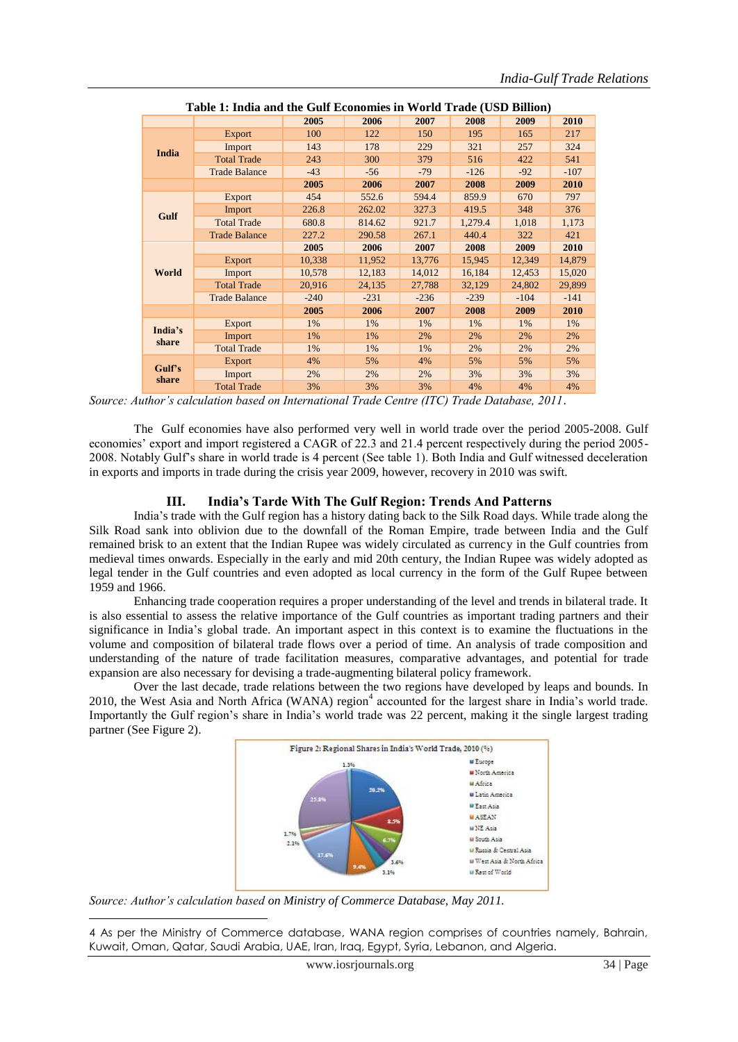**Table 1: India and the Gulf Economies in World Trade (USD Billion)**

| | | 2005 | 2006 | 2007 | 2008 | 2009 | 2010 |
|---|---|---|---|---|---|---|---|
| India | Export | 100 | 122 | 150 | 195 | 165 | 217 |
| | Import | 143 | 178 | 229 | 321 | 257 | 324 |
| | Total Trade | 243 | 300 | 379 | 516 | 422 | 541 |
| | Trade Balance | -43 | -56 | -79 | -126 | -92 | -107 |
| | | 2005 | 2006 | 2007 | 2008 | 2009 | 2010 |
| Gulf | Export | 454 | 552.6 | 594.4 | 859.9 | 670 | 797 |
| | Import | 226.8 | 262.02 | 327.3 | 419.5 | 348 | 376 |
| | Total Trade | 680.8 | 814.62 | 921.7 | 1,279.4 | 1,018 | 1,173 |
| | Trade Balance | 227.2 | 290.58 | 267.1 | 440.4 | 322 | 421 |
| | | 2005 | 2006 | 2007 | 2008 | 2009 | 2010 |
| World | Export | 10,338 | 11,952 | 13,776 | 15,945 | 12,349 | 14,879 |
| | Import | 10,578 | 12,183 | 14,012 | 16,184 | 12,453 | 15,020 |
| | Total Trade | 20,916 | 24,135 | 27,788 | 32,129 | 24,802 | 29,899 |
| | Trade Balance | -240 | -231 | -236 | -239 | -104 | -141 |
| | | 2005 | 2006 | 2007 | 2008 | 2009 | 2010 |
| India's share | Export | 1% | 1% | 1% | 1% | 1% | 1% |
| | Import | 1% | 1% | 2% | 2% | 2% | 2% |
| | Total Trade | 1% | 1% | 1% | 2% | 2% | 2% |
| Gulf's share | Export | 4% | 5% | 4% | 5% | 5% | 5% |
| | Import | 2% | 2% | 2% | 3% | 3% | 3% |
| | Total Trade | 3% | 3% | 3% | 4% | 4% | 4% |

*Source: Author's calculation based on International Trade Centre (ITC) Trade Database, 2011.*

The Gulf economies have also performed very well in world trade over the period 2005-2008. Gulf economies' export and import registered a CAGR of 22.3 and 21.4 percent respectively during the period 2005-2008. Notably Gulf's share in world trade is 4 percent (See table 1). Both India and Gulf witnessed deceleration in exports and imports in trade during the crisis year 2009, however, recovery in 2010 was swift.

## III. India's Tarde With The Gulf Region: Trends And Patterns

India's trade with the Gulf region has a history dating back to the Silk Road days. While trade along the Silk Road sank into oblivion due to the downfall of the Roman Empire, trade between India and the Gulf remained brisk to an extent that the Indian Rupee was widely circulated as currency in the Gulf countries from medieval times onwards. Especially in the early and mid 20th century, the Indian Rupee was widely adopted as legal tender in the Gulf countries and even adopted as local currency in the form of the Gulf Rupee between 1959 and 1966.

Enhancing trade cooperation requires a proper understanding of the level and trends in bilateral trade. It is also essential to assess the relative importance of the Gulf countries as important trading partners and their significance in India's global trade. An important aspect in this context is to examine the fluctuations in the volume and composition of bilateral trade flows over a period of time. An analysis of trade composition and understanding of the nature of trade facilitation measures, comparative advantages, and potential for trade expansion are also necessary for devising a trade-augmenting bilateral policy framework.

Over the last decade, trade relations between the two regions have developed by leaps and bounds. In 2010, the West Asia and North Africa (WANA) region[4] accounted for the largest share in India's world trade. Importantly the Gulf region's share in India's world trade was 22 percent, making it the single largest trading partner (See Figure 2).

Figure 2: Regional Shares in India's World Trade, 2010 (%)

| Region | Share (%) |
|---|---|
| Europe | 20.2% |
| North America | 8.5% |
| Africa | 6.7% |
| Latin America | 3.6% |
| East Asia | 3.1% |
| ASEAN | 9.4% |
| NE Asia | 17.6% |
| South Asia | 2.1% |
| Russia & Central Asia | 1.7% |
| West Asia & North Africa | 25.8% |
| Rest of World | 1.3% |

*Source: Author's calculation based on Ministry of Commerce Database, May 2011.*

---

4 As per the Ministry of Commerce database, WANA region comprises of countries namely, Bahrain, Kuwait, Oman, Qatar, Saudi Arabia, UAE, Iran, Iraq, Egypt, Syria, Lebanon, and Algeria.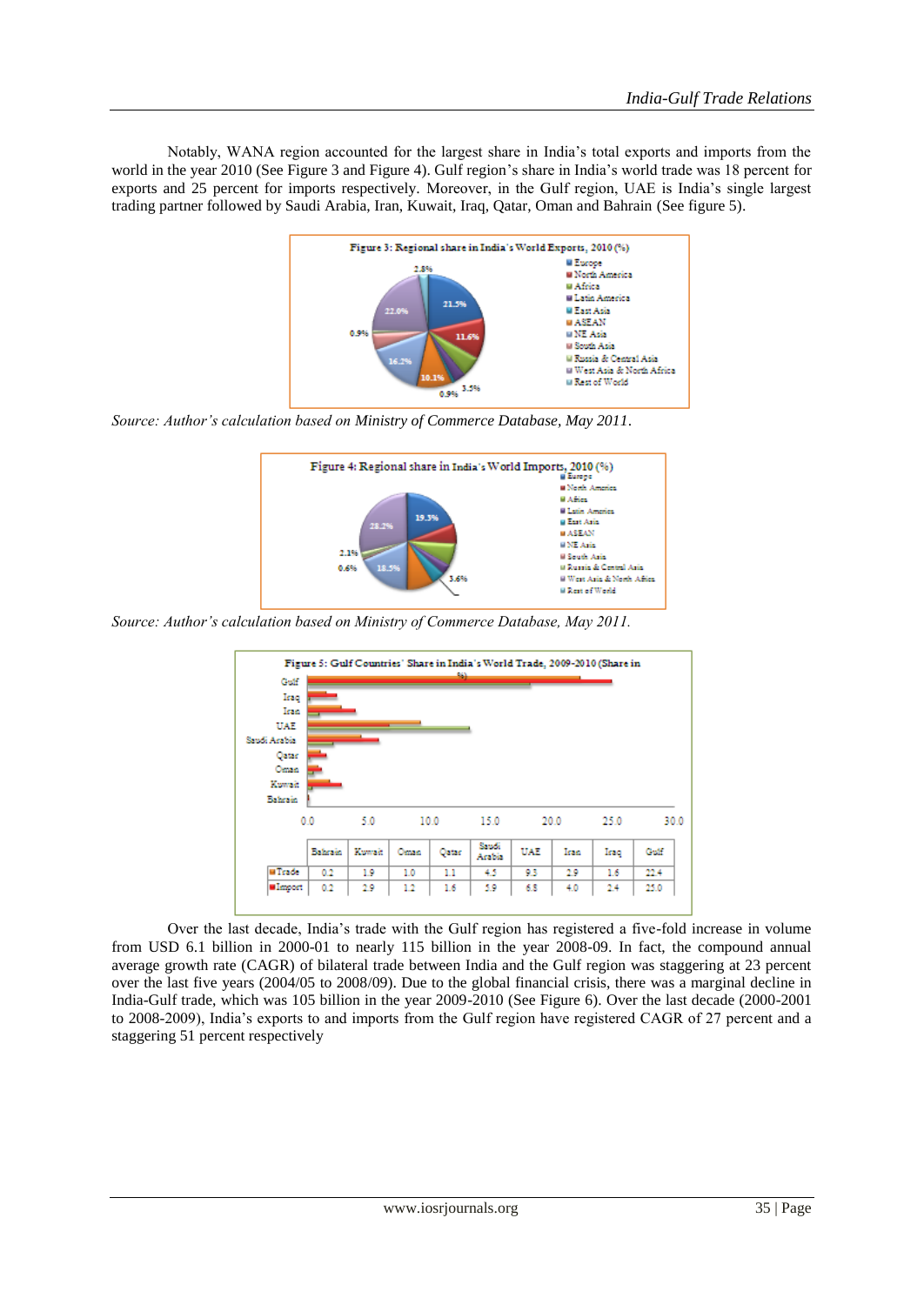Notably, WANA region accounted for the largest share in India's total exports and imports from the world in the year 2010 (See Figure 3 and Figure 4). Gulf region's share in India's world trade was 18 percent for exports and 25 percent for imports respectively. Moreover, in the Gulf region, UAE is India's single largest trading partner followed by Saudi Arabia, Iran, Kuwait, Iraq, Qatar, Oman and Bahrain (See figure 5).

**Figure 3: Regional share in India's World Exports, 2010 (%)**

*Source: Author's calculation based on Ministry of Commerce Database, May 2011.*

**Figure 4: Regional share in India's World Imports, 2010 (%)**

*Source: Author's calculation based on Ministry of Commerce Database, May 2011.*

**Figure 5: Gulf Countries' Share in India's World Trade, 2009-2010 (Share in %)**

| | Bahrain | Kuwait | Oman | Qatar | Saudi Arabia | UAE | Iran | Iraq | Gulf |
|---|---|---|---|---|---|---|---|---|---|
| Trade | 0.2 | 1.9 | 1.0 | 1.1 | 4.5 | 9.3 | 2.9 | 1.6 | 22.4 |
| Import | 0.2 | 2.9 | 1.2 | 1.6 | 5.9 | 6.8 | 4.0 | 2.4 | 25.0 |

Over the last decade, India's trade with the Gulf region has registered a five-fold increase in volume from USD 6.1 billion in 2000-01 to nearly 115 billion in the year 2008-09. In fact, the compound annual average growth rate (CAGR) of bilateral trade between India and the Gulf region was staggering at 23 percent over the last five years (2004/05 to 2008/09). Due to the global financial crisis, there was a marginal decline in India-Gulf trade, which was 105 billion in the year 2009-2010 (See Figure 6). Over the last decade (2000-2001 to 2008-2009), India's exports to and imports from the Gulf region have registered CAGR of 27 percent and a staggering 51 percent respectively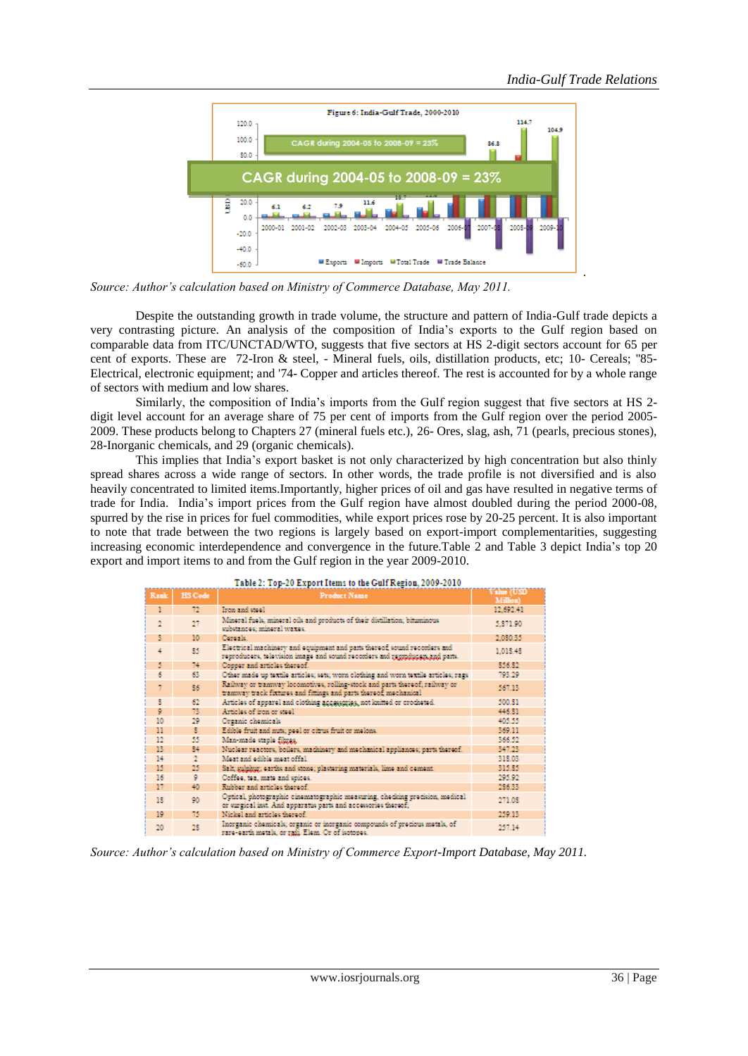Figure 6: India-Gulf Trade, 2000-2010

Source: Author's calculation based on Ministry of Commerce Database, May 2011.

Despite the outstanding growth in trade volume, the structure and pattern of India-Gulf trade depicts a very contrasting picture. An analysis of the composition of India's exports to the Gulf region based on comparable data from ITC/UNCTAD/WTO, suggests that five sectors at HS 2-digit sectors account for 65 per cent of exports. These are 72-Iron & steel, - Mineral fuels, oils, distillation products, etc; 10- Cereals; "85- Electrical, electronic equipment; and '74- Copper and articles thereof. The rest is accounted for by a whole range of sectors with medium and low shares.

Similarly, the composition of India's imports from the Gulf region suggest that five sectors at HS 2-digit level account for an average share of 75 per cent of imports from the Gulf region over the period 2005-2009. These products belong to Chapters 27 (mineral fuels etc.), 26- Ores, slag, ash, 71 (pearls, precious stones), 28-Inorganic chemicals, and 29 (organic chemicals).

This implies that India's export basket is not only characterized by high concentration but also thinly spread shares across a wide range of sectors. In other words, the trade profile is not diversified and is also heavily concentrated to limited items.Importantly, higher prices of oil and gas have resulted in negative terms of trade for India. India's import prices from the Gulf region have almost doubled during the period 2000-08, spurred by the rise in prices for fuel commodities, while export prices rose by 20-25 percent. It is also important to note that trade between the two regions is largely based on export-import complementarities, suggesting increasing economic interdependence and convergence in the future.Table 2 and Table 3 depict India's top 20 export and import items to and from the Gulf region in the year 2009-2010.

Table 2: Top-20 Export Items to the Gulf Region, 2009-2010

| Rank | HS Code | Product Name | Value (USD Million) |
|---|---|---|---|
| 1 | 72 | Iron and steel | 12,692.41 |
| 2 | 27 | Mineral fuels, mineral oils and products of their distillation, bituminous substances; mineral waxes. | 5,871.90 |
| 3 | 10 | Cereals. | 2,080.35 |
| 4 | 85 | Electrical machinery and equipment and parts thereof; sound recorders and reproducers, television image and sound recorders and reproducers and parts. | 1,018.48 |
| 5 | 74 | Copper and articles thereof. | 856.82 |
| 6 | 63 | Other made up textile articles; sets; worn clothing and worn textile articles; rags | 793.29 |
| 7 | 86 | Railway or tramway locomotives, rolling-stock and parts thereof; railway or tramway track fixtures and fittings and parts thereof; mechanical | 567.13 |
| 8 | 62 | Articles of apparel and clothing accessories, not knitted or crocheted. | 500.81 |
| 9 | 73 | Articles of iron or steel | 446.81 |
| 10 | 29 | Organic chemicals | 405.55 |
| 11 | 8 | Edible fruit and nuts; peel or citrus fruit or melons. | 369.11 |
| 12 | 55 | Man-made staple fibres. | 366.52 |
| 13 | 84 | Nuclear reactors, boilers, machinery and mechanical appliances; parts thereof. | 347.25 |
| 14 | 2 | Meat and edible meat offal. | 318.03 |
| 15 | 25 | Salt; sulphur; earths and stone; plastering materials, lime and cement. | 315.85 |
| 16 | 9 | Coffee, tea, mate and spices. | 295.92 |
| 17 | 40 | Rubber and articles thereof. | 286.33 |
| 18 | 90 | Optical, photographic cinematographic measuring, checking precision, medical or surgical inst. And apparatus parts and accessories thereof; | 271.08 |
| 19 | 75 | Nickel and articles thereof. | 259.13 |
| 20 | 28 | Inorganic chemicals; organic or inorganic compounds of precious metals, of rare-earth metals, or radi. Elem. Or of isotopes. | 257.14 |

Source: Author's calculation based on Ministry of Commerce Export-Import Database, May 2011.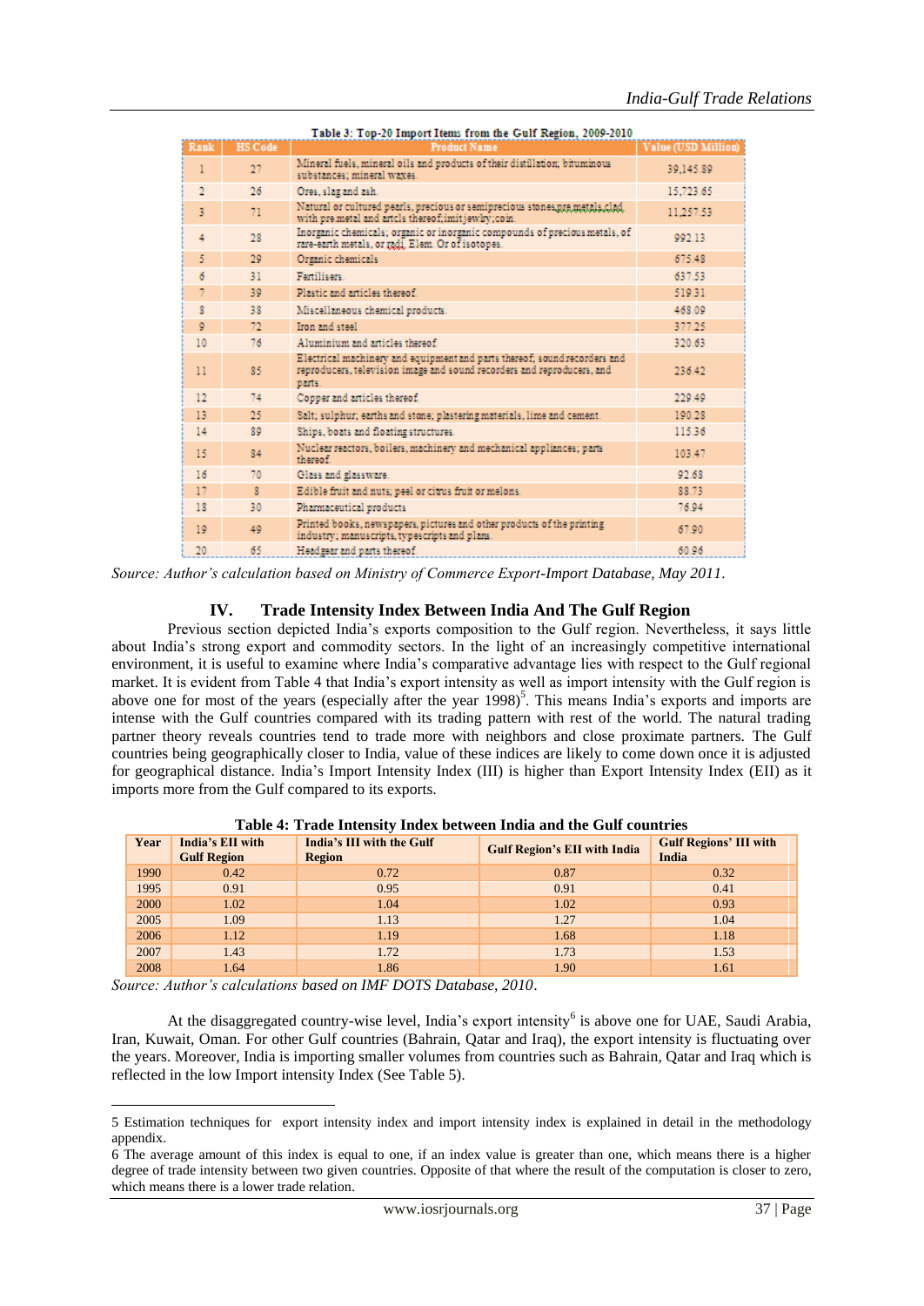**Table 3: Top-20 Import Items from the Gulf Region, 2009-2010**

| Rank | HS Code | Product Name | Value (USD Million) |
|---|---|---|---|
| 1 | 27 | Mineral fuels, mineral oils and products of their distillation; bituminous substances; mineral waxes. | 39,145.89 |
| 2 | 26 | Ores, slag and ash. | 15,723.65 |
| 3 | 71 | Natural or cultured pearls, precious or semiprecious stones,pre.metals,clad with pre.metal and artcls thereof;imit.jewlry;coin. | 11,257.53 |
| 4 | 28 | Inorganic chemicals; organic or inorganic compounds of precious metals, of rare-earth metals, or radi. Elem. Or of isotopes. | 992.13 |
| 5 | 29 | Organic chemicals | 675.48 |
| 6 | 31 | Fertilisers. | 637.53 |
| 7 | 39 | Plastic and articles thereof. | 519.31 |
| 8 | 38 | Miscellaneous chemical products. | 468.09 |
| 9 | 72 | Iron and steel | 377.25 |
| 10 | 76 | Aluminium and articles thereof. | 320.63 |
| 11 | 85 | Electrical machinery and equipment and parts thereof; sound recorders and reproducers, television image and sound recorders and reproducers, and parts. | 236.42 |
| 12 | 74 | Copper and articles thereof. | 229.49 |
| 13 | 25 | Salt; sulphur; earths and stone; plastering materials, lime and cement. | 190.28 |
| 14 | 89 | Ships, boats and floating structures. | 115.36 |
| 15 | 84 | Nuclear reactors, boilers, machinery and mechanical appliances; parts thereof. | 103.47 |
| 16 | 70 | Glass and glassware. | 92.68 |
| 17 | 8 | Edible fruit and nuts; peel or citrus fruit or melons. | 88.73 |
| 18 | 30 | Pharmaceutical products | 76.94 |
| 19 | 49 | Printed books, newspapers, pictures and other products of the printing industry; manuscripts, typescripts and plans. | 67.90 |
| 20 | 65 | Headgear and parts thereof. | 60.96 |

*Source: Author's calculation based on Ministry of Commerce Export-Import Database, May 2011.*

## IV. Trade Intensity Index Between India And The Gulf Region

Previous section depicted India's exports composition to the Gulf region. Nevertheless, it says little about India's strong export and commodity sectors. In the light of an increasingly competitive international environment, it is useful to examine where India's comparative advantage lies with respect to the Gulf regional market. It is evident from Table 4 that India's export intensity as well as import intensity with the Gulf region is above one for most of the years (especially after the year 1998)[5]. This means India's exports and imports are intense with the Gulf countries compared with its trading pattern with rest of the world. The natural trading partner theory reveals countries tend to trade more with neighbors and close proximate partners. The Gulf countries being geographically closer to India, value of these indices are likely to come down once it is adjusted for geographical distance. India's Import Intensity Index (III) is higher than Export Intensity Index (EII) as it imports more from the Gulf compared to its exports.

**Table 4: Trade Intensity Index between India and the Gulf countries**

| Year | India's EII with Gulf Region | India's III with the Gulf Region | Gulf Region's EII with India | Gulf Regions' III with India |
|---|---|---|---|---|
| 1990 | 0.42 | 0.72 | 0.87 | 0.32 |
| 1995 | 0.91 | 0.95 | 0.91 | 0.41 |
| 2000 | 1.02 | 1.04 | 1.02 | 0.93 |
| 2005 | 1.09 | 1.13 | 1.27 | 1.04 |
| 2006 | 1.12 | 1.19 | 1.68 | 1.18 |
| 2007 | 1.43 | 1.72 | 1.73 | 1.53 |
| 2008 | 1.64 | 1.86 | 1.90 | 1.61 |

*Source: Author's calculations based on IMF DOTS Database, 2010.*

At the disaggregated country-wise level, India's export intensity[6] is above one for UAE, Saudi Arabia, Iran, Kuwait, Oman. For other Gulf countries (Bahrain, Qatar and Iraq), the export intensity is fluctuating over the years. Moreover, India is importing smaller volumes from countries such as Bahrain, Qatar and Iraq which is reflected in the low Import intensity Index (See Table 5).

---

5 Estimation techniques for export intensity index and import intensity index is explained in detail in the methodology appendix.

6 The average amount of this index is equal to one, if an index value is greater than one, which means there is a higher degree of trade intensity between two given countries. Opposite of that where the result of the computation is closer to zero, which means there is a lower trade relation.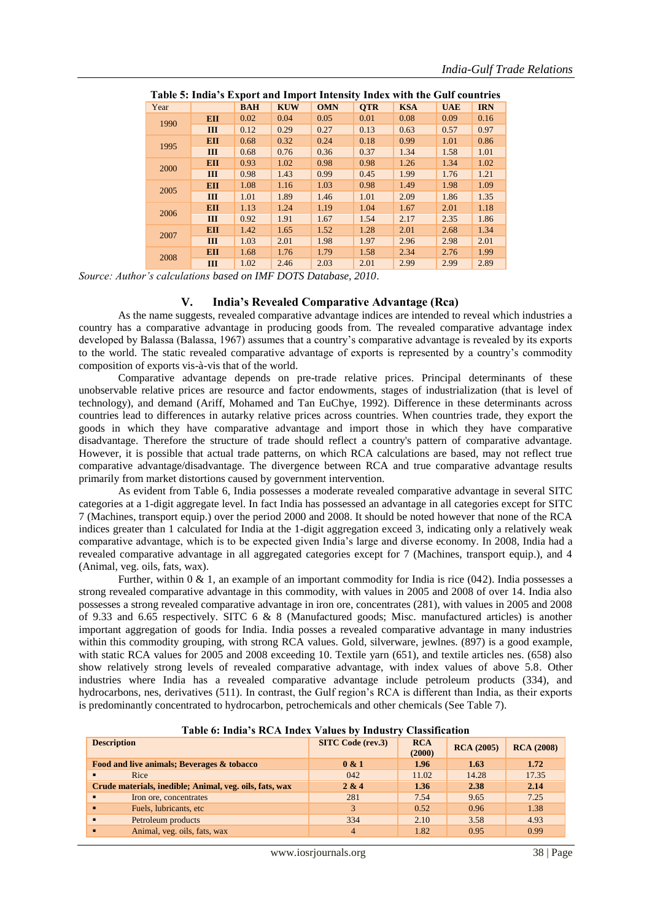**Table 5: India's Export and Import Intensity Index with the Gulf countries**

| Year | | BAH | KUW | OMN | QTR | KSA | UAE | IRN |
|---|---|---|---|---|---|---|---|---|
| 1990 | EII | 0.02 | 0.04 | 0.05 | 0.01 | 0.08 | 0.09 | 0.16 |
| | III | 0.12 | 0.29 | 0.27 | 0.13 | 0.63 | 0.57 | 0.97 |
| 1995 | EII | 0.68 | 0.32 | 0.24 | 0.18 | 0.99 | 1.01 | 0.86 |
| | III | 0.68 | 0.76 | 0.36 | 0.37 | 1.34 | 1.58 | 1.01 |
| 2000 | EII | 0.93 | 1.02 | 0.98 | 0.98 | 1.26 | 1.34 | 1.02 |
| | III | 0.98 | 1.43 | 0.99 | 0.45 | 1.99 | 1.76 | 1.21 |
| 2005 | EII | 1.08 | 1.16 | 1.03 | 0.98 | 1.49 | 1.98 | 1.09 |
| | III | 1.01 | 1.89 | 1.46 | 1.01 | 2.09 | 1.86 | 1.35 |
| 2006 | EII | 1.13 | 1.24 | 1.19 | 1.04 | 1.67 | 2.01 | 1.18 |
| | III | 0.92 | 1.91 | 1.67 | 1.54 | 2.17 | 2.35 | 1.86 |
| 2007 | EII | 1.42 | 1.65 | 1.52 | 1.28 | 2.01 | 2.68 | 1.34 |
| | III | 1.03 | 2.01 | 1.98 | 1.97 | 2.96 | 2.98 | 2.01 |
| 2008 | EII | 1.68 | 1.76 | 1.79 | 1.58 | 2.34 | 2.76 | 1.99 |
| | III | 1.02 | 2.46 | 2.03 | 2.01 | 2.99 | 2.99 | 2.89 |

*Source: Author's calculations based on IMF DOTS Database, 2010.*

## V. India's Revealed Comparative Advantage (Rca)

As the name suggests, revealed comparative advantage indices are intended to reveal which industries a country has a comparative advantage in producing goods from. The revealed comparative advantage index developed by Balassa (Balassa, 1967) assumes that a country's comparative advantage is revealed by its exports to the world. The static revealed comparative advantage of exports is represented by a country's commodity composition of exports vis-à-vis that of the world.

Comparative advantage depends on pre-trade relative prices. Principal determinants of these unobservable relative prices are resource and factor endowments, stages of industrialization (that is level of technology), and demand (Ariff, Mohamed and Tan EuChye, 1992). Difference in these determinants across countries lead to differences in autarky relative prices across countries. When countries trade, they export the goods in which they have comparative advantage and import those in which they have comparative disadvantage. Therefore the structure of trade should reflect a country's pattern of comparative advantage. However, it is possible that actual trade patterns, on which RCA calculations are based, may not reflect true comparative advantage/disadvantage. The divergence between RCA and true comparative advantage results primarily from market distortions caused by government intervention.

As evident from Table 6, India possesses a moderate revealed comparative advantage in several SITC categories at a 1-digit aggregate level. In fact India has possessed an advantage in all categories except for SITC 7 (Machines, transport equip.) over the period 2000 and 2008. It should be noted however that none of the RCA indices greater than 1 calculated for India at the 1-digit aggregation exceed 3, indicating only a relatively weak comparative advantage, which is to be expected given India's large and diverse economy. In 2008, India had a revealed comparative advantage in all aggregated categories except for 7 (Machines, transport equip.), and 4 (Animal, veg. oils, fats, wax).

Further, within 0 & 1, an example of an important commodity for India is rice (042). India possesses a strong revealed comparative advantage in this commodity, with values in 2005 and 2008 of over 14. India also possesses a strong revealed comparative advantage in iron ore, concentrates (281), with values in 2005 and 2008 of 9.33 and 6.65 respectively. SITC 6 & 8 (Manufactured goods; Misc. manufactured articles) is another important aggregation of goods for India. India posses a revealed comparative advantage in many industries within this commodity grouping, with strong RCA values. Gold, silverware, jewlnes. (897) is a good example, with static RCA values for 2005 and 2008 exceeding 10. Textile yarn (651), and textile articles nes. (658) also show relatively strong levels of revealed comparative advantage, with index values of above 5.8. Other industries where India has a revealed comparative advantage include petroleum products (334), and hydrocarbons, nes, derivatives (511). In contrast, the Gulf region's RCA is different than India, as their exports is predominantly concentrated to hydrocarbon, petrochemicals and other chemicals (See Table 7).

**Table 6: India's RCA Index Values by Industry Classification**

| Description | SITC Code (rev.3) | RCA (2000) | RCA (2005) | RCA (2008) |
|---|---|---|---|---|
| **Food and live animals; Beverages & tobacco** | **0 & 1** | **1.96** | **1.63** | **1.72** |
| ▪ Rice | 042 | 11.02 | 14.28 | 17.35 |
| **Crude materials, inedible; Animal, veg. oils, fats, wax** | **2 & 4** | **1.36** | **2.38** | **2.14** |
| ▪ Iron ore, concentrates | 281 | 7.54 | 9.65 | 7.25 |
| ▪ Fuels, lubricants, etc | 3 | 0.52 | 0.96 | 1.38 |
| ▪ Petroleum products | 334 | 2.10 | 3.58 | 4.93 |
| ▪ Animal, veg. oils, fats, wax | 4 | 1.82 | 0.95 | 0.99 |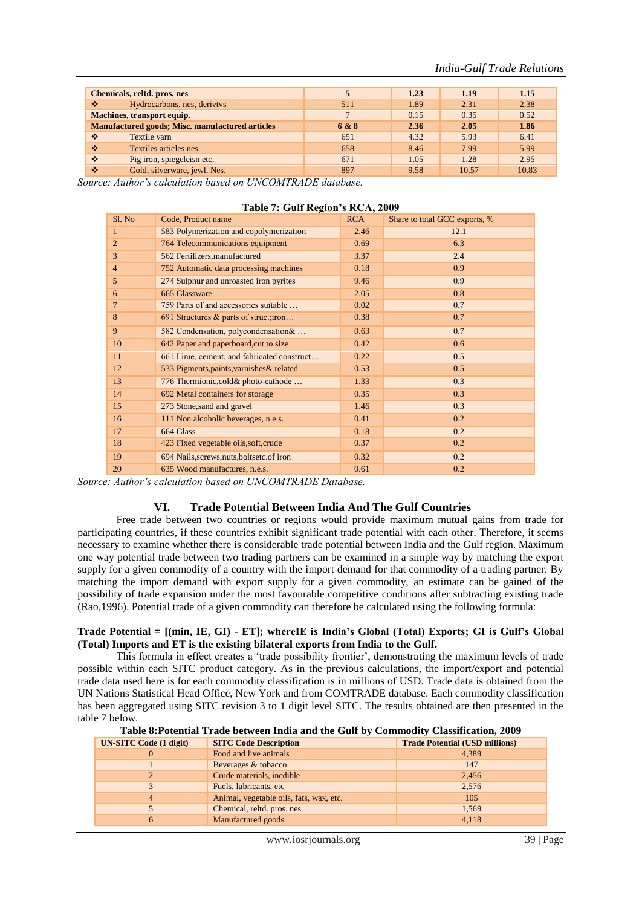| | | | | |
|---|---|---|---|---|
| **Chemicals, reltd. pros. nes** | **5** | **1.23** | **1.19** | **1.15** |
| ❖ Hydrocarbons, nes, derivtvs | 511 | 1.89 | 2.31 | 2.38 |
| **Machines, transport equip.** | 7 | 0.15 | 0.35 | 0.52 |
| **Manufactured goods; Misc. manufactured articles** | **6 & 8** | **2.36** | **2.05** | **1.86** |
| ❖ Textile yarn | 651 | 4.32 | 5.93 | 6.41 |
| ❖ Textiles articles nes. | 658 | 8.46 | 7.99 | 5.99 |
| ❖ Pig iron, spiegeleisn etc. | 671 | 1.05 | 1.28 | 2.95 |
| ❖ Gold, silverware, jewl. Nes. | 897 | 9.58 | 10.57 | 10.83 |

*Source: Author's calculation based on UNCOMTRADE database.*

**Table 7: Gulf Region's RCA, 2009**

| Sl. No | Code, Product name | RCA | Share to total GCC exports, % |
|---|---|---|---|
| 1 | 583 Polymerization and copolymerization | 2.46 | 12.1 |
| 2 | 764 Telecommunications equipment | 0.69 | 6.3 |
| 3 | 562 Fertilizers,manufactured | 3.37 | 2.4 |
| 4 | 752 Automatic data processing machines | 0.18 | 0.9 |
| 5 | 274 Sulphur and unroasted iron pyrites | 9.46 | 0.9 |
| 6 | 665 Glassware | 2.05 | 0.8 |
| 7 | 759 Parts of and accessories suitable … | 0.02 | 0.7 |
| 8 | 691 Structures & parts of struc.;iron… | 0.38 | 0.7 |
| 9 | 582 Condensation, polycondensation& … | 0.63 | 0.7 |
| 10 | 642 Paper and paperboard,cut to size | 0.42 | 0.6 |
| 11 | 661 Lime, cement, and fabricated construct… | 0.22 | 0.5 |
| 12 | 533 Pigments,paints,varnishes& related | 0.53 | 0.5 |
| 13 | 776 Thermionic,cold& photo-cathode … | 1.33 | 0.3 |
| 14 | 692 Metal containers for storage | 0.35 | 0.3 |
| 15 | 273 Stone,sand and gravel | 1.46 | 0.3 |
| 16 | 111 Non alcoholic beverages, n.e.s. | 0.41 | 0.2 |
| 17 | 664 Glass | 0.18 | 0.2 |
| 18 | 423 Fixed vegetable oils,soft,crude | 0.37 | 0.2 |
| 19 | 694 Nails,screws,nuts,boltsetc.of iron | 0.32 | 0.2 |
| 20 | 635 Wood manufactures, n.e.s. | 0.61 | 0.2 |

*Source: Author's calculation based on UNCOMTRADE Database.*

## VI. Trade Potential Between India And The Gulf Countries

Free trade between two countries or regions would provide maximum mutual gains from trade for participating countries, if these countries exhibit significant trade potential with each other. Therefore, it seems necessary to examine whether there is considerable trade potential between India and the Gulf region. Maximum one way potential trade between two trading partners can be examined in a simple way by matching the export supply for a given commodity of a country with the import demand for that commodity of a trading partner. By matching the import demand with export supply for a given commodity, an estimate can be gained of the possibility of trade expansion under the most favourable competitive conditions after subtracting existing trade (Rao,1996). Potential trade of a given commodity can therefore be calculated using the following formula:

**Trade Potential = [(min, IE, GI) - ET]; whereIE is India's Global (Total) Exports; GI is Gulf's Global (Total) Imports and ET is the existing bilateral exports from India to the Gulf.**

This formula in effect creates a 'trade possibility frontier', demonstrating the maximum levels of trade possible within each SITC product category. As in the previous calculations, the import/export and potential trade data used here is for each commodity classification is in millions of USD. Trade data is obtained from the UN Nations Statistical Head Office, New York and from COMTRADE database. Each commodity classification has been aggregated using SITC revision 3 to 1 digit level SITC. The results obtained are then presented in the table 7 below.

**Table 8:Potential Trade between India and the Gulf by Commodity Classification, 2009**

| UN-SITC Code (1 digit) | SITC Code Description | Trade Potential (USD millions) |
|---|---|---|
| 0 | Food and live animals | 4,389 |
| 1 | Beverages & tobacco | 147 |
| 2 | Crude materials, inedible | 2,456 |
| 3 | Fuels, lubricants, etc | 2,576 |
| 4 | Animal, vegetable oils, fats, wax, etc. | 105 |
| 5 | Chemical, reltd. pros. nes | 1,569 |
| 6 | Manufactured goods | 4,118 |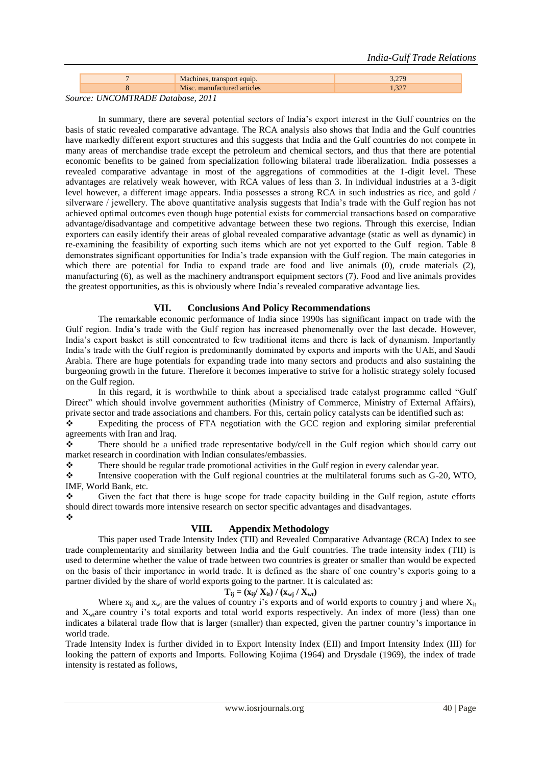| 7 | Machines, transport equip. | 3,279 |
|---|---|---|
| 8 | Misc. manufactured articles | 1,327 |

*Source: UNCOMTRADE Database, 2011*

In summary, there are several potential sectors of India's export interest in the Gulf countries on the basis of static revealed comparative advantage. The RCA analysis also shows that India and the Gulf countries have markedly different export structures and this suggests that India and the Gulf countries do not compete in many areas of merchandise trade except the petroleum and chemical sectors, and thus that there are potential economic benefits to be gained from specialization following bilateral trade liberalization. India possesses a revealed comparative advantage in most of the aggregations of commodities at the 1-digit level. These advantages are relatively weak however, with RCA values of less than 3. In individual industries at a 3-digit level however, a different image appears. India possesses a strong RCA in such industries as rice, and gold / silverware / jewellery. The above quantitative analysis suggests that India's trade with the Gulf region has not achieved optimal outcomes even though huge potential exists for commercial transactions based on comparative advantage/disadvantage and competitive advantage between these two regions. Through this exercise, Indian exporters can easily identify their areas of global revealed comparative advantage (static as well as dynamic) in re-examining the feasibility of exporting such items which are not yet exported to the Gulf region. Table 8 demonstrates significant opportunities for India's trade expansion with the Gulf region. The main categories in which there are potential for India to expand trade are food and live animals (0), crude materials (2), manufacturing (6), as well as the machinery andtransport equipment sectors (7). Food and live animals provides the greatest opportunities, as this is obviously where India's revealed comparative advantage lies.

## VII. Conclusions And Policy Recommendations

The remarkable economic performance of India since 1990s has significant impact on trade with the Gulf region. India's trade with the Gulf region has increased phenomenally over the last decade. However, India's export basket is still concentrated to few traditional items and there is lack of dynamism. Importantly India's trade with the Gulf region is predominantly dominated by exports and imports with the UAE, and Saudi Arabia. There are huge potentials for expanding trade into many sectors and products and also sustaining the burgeoning growth in the future. Therefore it becomes imperative to strive for a holistic strategy solely focused on the Gulf region.

In this regard, it is worthwhile to think about a specialised trade catalyst programme called "Gulf Direct" which should involve government authorities (Ministry of Commerce, Ministry of External Affairs), private sector and trade associations and chambers. For this, certain policy catalysts can be identified such as:

- ❖ Expediting the process of FTA negotiation with the GCC region and exploring similar preferential agreements with Iran and Iraq.
- ❖ There should be a unified trade representative body/cell in the Gulf region which should carry out market research in coordination with Indian consulates/embassies.
- ❖ There should be regular trade promotional activities in the Gulf region in every calendar year.
- ❖ Intensive cooperation with the Gulf regional countries at the multilateral forums such as G-20, WTO, IMF, World Bank, etc.
- ❖ Given the fact that there is huge scope for trade capacity building in the Gulf region, astute efforts should direct towards more intensive research on sector specific advantages and disadvantages.
- ❖

## VIII. Appendix Methodology

This paper used Trade Intensity Index (TII) and Revealed Comparative Advantage (RCA) Index to see trade complementarity and similarity between India and the Gulf countries. The trade intensity index (TII) is used to determine whether the value of trade between two countries is greater or smaller than would be expected on the basis of their importance in world trade. It is defined as the share of one country's exports going to a partner divided by the share of world exports going to the partner. It is calculated as:

$$\mathbf{T_{ij} = (x_{ij}/ X_{it}) / (x_{wj} / X_{wt})}$$

Where $x_{ij}$ and $x_{wj}$ are the values of country i's exports and of world exports to country j and where $X_{it}$ and $X_{wt}$are country i's total exports and total world exports respectively. An index of more (less) than one indicates a bilateral trade flow that is larger (smaller) than expected, given the partner country's importance in world trade.

Trade Intensity Index is further divided in to Export Intensity Index (EII) and Import Intensity Index (III) for looking the pattern of exports and Imports. Following Kojima (1964) and Drysdale (1969), the index of trade intensity is restated as follows,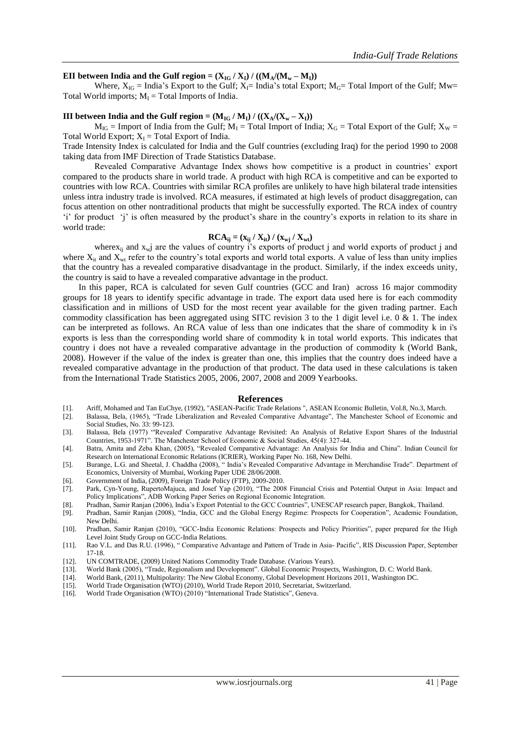**EII between India and the Gulf region = $(X_{IG} / X_I) / ((M_A/(M_w – M_I))$**

Where, $X_{IG}$ = India's Export to the Gulf; $X_I$= India's total Export; $M_G$= Total Import of the Gulf; Mw= Total World imports; $M_I$ = Total Imports of India.

**III between India and the Gulf region = $(M_{IG} / M_I) / ((X_A/(X_w – X_I))$**

$M_{IG}$ = Import of India from the Gulf; $M_I$ = Total Import of India; $X_G$ = Total Export of the Gulf; $X_W$ = Total World Export; $X_I$ = Total Export of India.

Trade Intensity Index is calculated for India and the Gulf countries (excluding Iraq) for the period 1990 to 2008 taking data from IMF Direction of Trade Statistics Database.

Revealed Comparative Advantage Index shows how competitive is a product in countries' export compared to the products share in world trade. A product with high RCA is competitive and can be exported to countries with low RCA. Countries with similar RCA profiles are unlikely to have high bilateral trade intensities unless intra industry trade is involved. RCA measures, if estimated at high levels of product disaggregation, can focus attention on other nontraditional products that might be successfully exported. The RCA index of country 'i' for product 'j' is often measured by the product's share in the country's exports in relation to its share in world trade:

$$RCA_{ij} = (x_{ij} / X_{it}) / (x_{wj} / X_{wt})$$

where$x_{ij}$ and $x_{w}j$ are the values of country i's exports of product j and world exports of product j and where $X_{it}$ and $X_{wt}$ refer to the country's total exports and world total exports. A value of less than unity implies that the country has a revealed comparative disadvantage in the product. Similarly, if the index exceeds unity, the country is said to have a revealed comparative advantage in the product.

In this paper, RCA is calculated for seven Gulf countries (GCC and Iran) across 16 major commodity groups for 18 years to identify specific advantage in trade. The export data used here is for each commodity classification and in millions of USD for the most recent year available for the given trading partner. Each commodity classification has been aggregated using SITC revision 3 to the 1 digit level i.e. 0 & 1. The index can be interpreted as follows. An RCA value of less than one indicates that the share of commodity k in i's exports is less than the corresponding world share of commodity k in total world exports. This indicates that country i does not have a revealed comparative advantage in the production of commodity k (World Bank, 2008). However if the value of the index is greater than one, this implies that the country does indeed have a revealed comparative advantage in the production of that product. The data used in these calculations is taken from the International Trade Statistics 2005, 2006, 2007, 2008 and 2009 Yearbooks.

## References

[1]. Ariff, Mohamed and Tan EuChye, (1992), "ASEAN-Pacific Trade Relations ", ASEAN Economic Bulletin, Vol.8, No.3, March.

[2]. Balassa, Bela, (1965), "Trade Liberalization and Revealed Comparative Advantage", The Manchester School of Economic and Social Studies, No. 33: 99-123.

[3]. Balassa, Bela (1977) "'Revealed' Comparative Advantage Revisited: An Analysis of Relative Export Shares of the Industrial Countries, 1953-1971". The Manchester School of Economic & Social Studies, 45(4): 327-44.

[4]. Batra, Amita and Zeba Khan, (2005), "Revealed Comparative Advantage: An Analysis for India and China". Indian Council for Research on International Economic Relations (ICRIER), Working Paper No. 168, New Delhi.

[5]. Burange, L.G. and Sheetal, J. Chaddha (2008), " India's Revealed Comparative Advantage in Merchandise Trade". Department of Economics, University of Mumbai, Working Paper UDE 28/06/2008.

[6]. Government of India, (2009), Foreign Trade Policy (FTP), 2009-2010.

[7]. Park, Cyn-Young, RupertoMajuca, and Josef Yap (2010), "The 2008 Financial Crisis and Potential Output in Asia: Impact and Policy Implications", ADB Working Paper Series on Regional Economic Integration.

[8]. Pradhan, Samir Ranjan (2006), India's Export Potential to the GCC Countries", UNESCAP research paper, Bangkok, Thailand.

[9]. Pradhan, Samir Ranjan (2008), "India, GCC and the Global Energy Regime: Prospects for Cooperation", Academic Foundation, New Delhi.

[10]. Pradhan, Samir Ranjan (2010), "GCC-India Economic Relations: Prospects and Policy Priorities", paper prepared for the High Level Joint Study Group on GCC-India Relations.

[11]. Rao V.L. and Das R.U. (1996), " Comparative Advantage and Pattern of Trade in Asia- Pacific", RIS Discussion Paper, September 17-18.

[12]. UN COMTRADE, (2009) United Nations Commodity Trade Database. (Various Years).

[13]. World Bank (2005), "Trade, Regionalism and Development". Global Economic Prospects, Washington, D. C: World Bank.

[14]. World Bank, (2011), Multipolarity: The New Global Economy, Global Development Horizons 2011, Washington DC.

[15]. World Trade Organisation (WTO) (2010), World Trade Report 2010, Secretariat, Switzerland.

[16]. World Trade Organisation (WTO) (2010) "International Trade Statistics", Geneva.